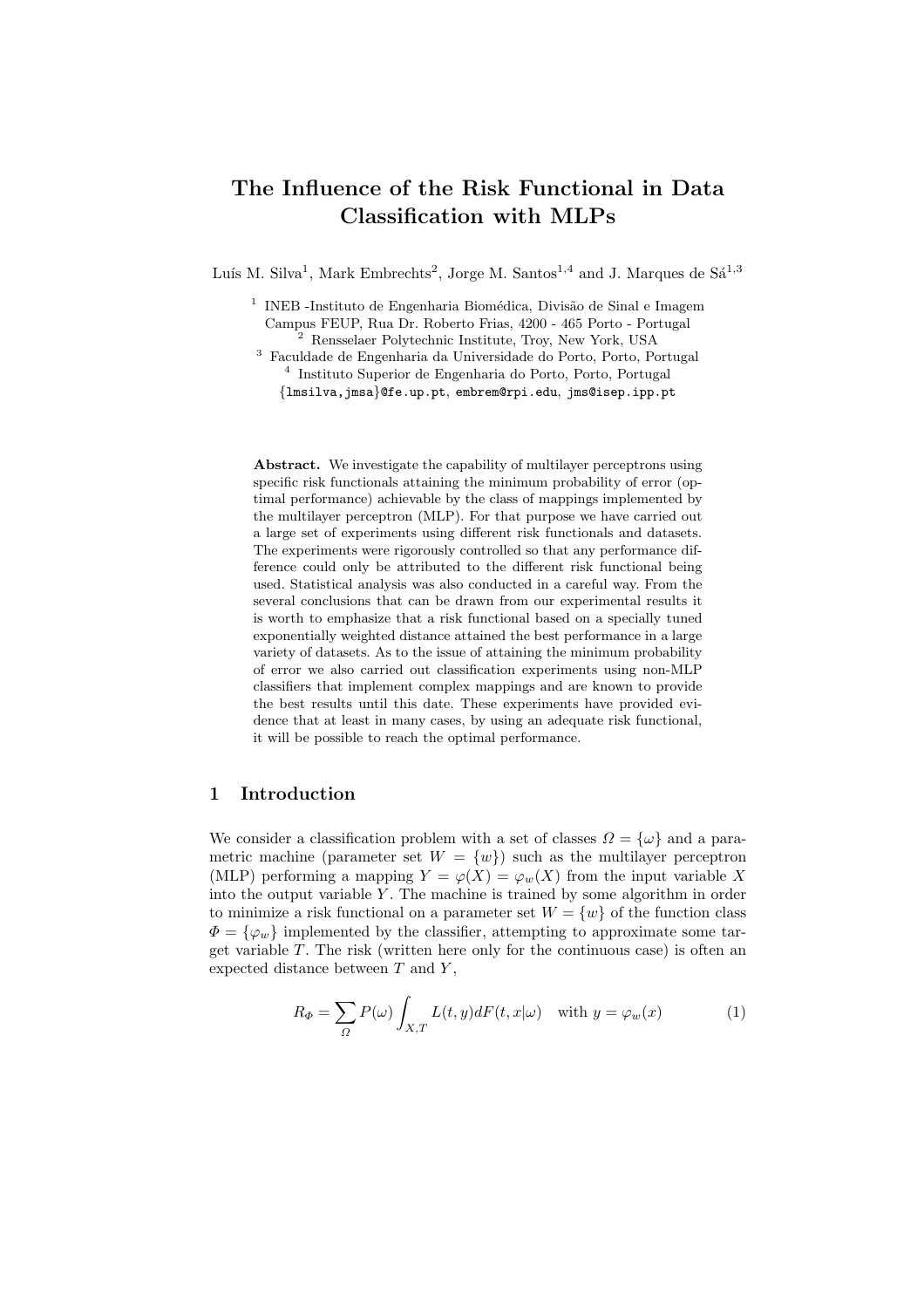# The Influence of the Risk Functional in Data Classification with MLPs

Luís M. Silva[1], Mark Embrechts[2], Jorge M. Santos[1,4] and J. Marques de Sá[1,3]

[1] INEB -Instituto de Engenharia Biomédica, Divisão de Sinal e Imagem Campus FEUP, Rua Dr. Roberto Frias, 4200 - 465 Porto - Portugal
[2] Rensselaer Polytechnic Institute, Troy, New York, USA
[3] Faculdade de Engenharia da Universidade do Porto, Porto, Portugal
[4] Instituto Superior de Engenharia do Porto, Porto, Portugal
{lmsilva,jmsa}@fe.up.pt, embrem@rpi.edu, jms@isep.ipp.pt

**Abstract.** We investigate the capability of multilayer perceptrons using specific risk functionals attaining the minimum probability of error (optimal performance) achievable by the class of mappings implemented by the multilayer perceptron (MLP). For that purpose we have carried out a large set of experiments using different risk functionals and datasets. The experiments were rigorously controlled so that any performance difference could only be attributed to the different risk functional being used. Statistical analysis was also conducted in a careful way. From the several conclusions that can be drawn from our experimental results it is worth to emphasize that a risk functional based on a specially tuned exponentially weighted distance attained the best performance in a large variety of datasets. As to the issue of attaining the minimum probability of error we also carried out classification experiments using non-MLP classifiers that implement complex mappings and are known to provide the best results until this date. These experiments have provided evidence that at least in many cases, by using an adequate risk functional, it will be possible to reach the optimal performance.

## 1 Introduction

We consider a classification problem with a set of classes $\Omega = \{\omega\}$ and a parametric machine (parameter set $W = \{w\}$) such as the multilayer perceptron (MLP) performing a mapping $Y = \varphi(X) = \varphi_w(X)$ from the input variable $X$ into the output variable $Y$. The machine is trained by some algorithm in order to minimize a risk functional on a parameter set $W = \{w\}$ of the function class $\Phi = \{\varphi_w\}$ implemented by the classifier, attempting to approximate some target variable $T$. The risk (written here only for the continuous case) is often an expected distance between $T$ and $Y$,

$$R_\Phi = \sum_{\Omega} P(\omega) \int_{X,T} L(t, y) dF(t, x|\omega) \quad \text{with } y = \varphi_w(x) \tag{1}$$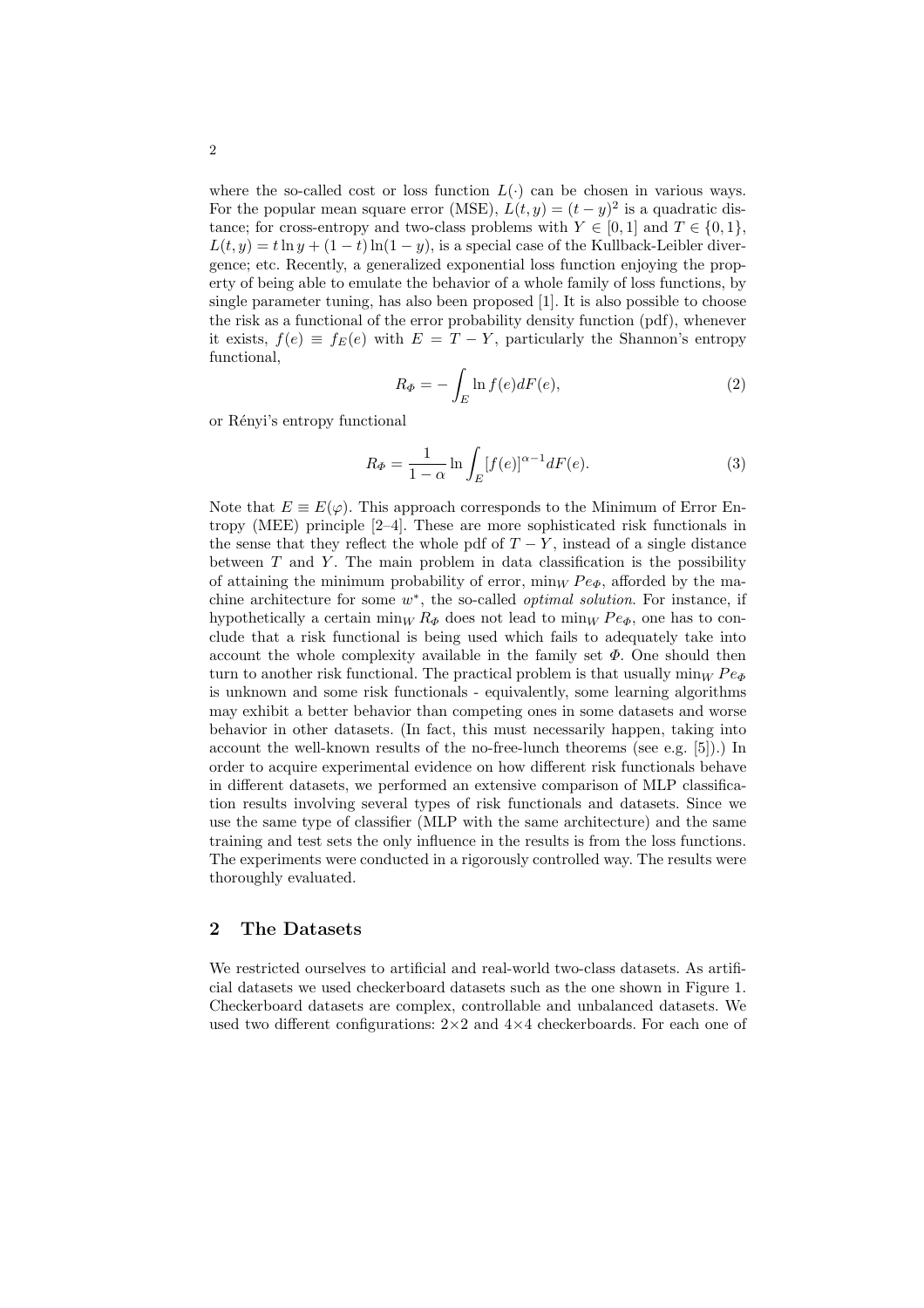where the so-called cost or loss function $L(\cdot)$ can be chosen in various ways. For the popular mean square error (MSE), $L(t, y) = (t - y)^2$ is a quadratic distance; for cross-entropy and two-class problems with $Y \in [0, 1]$ and $T \in \{0, 1\}$, $L(t, y) = t \ln y + (1 - t) \ln(1 - y)$, is a special case of the Kullback-Leibler divergence; etc. Recently, a generalized exponential loss function enjoying the property of being able to emulate the behavior of a whole family of loss functions, by single parameter tuning, has also been proposed [1]. It is also possible to choose the risk as a functional of the error probability density function (pdf), whenever it exists, $f(e) \equiv f_E(e)$ with $E = T - Y$, particularly the Shannon's entropy functional,

$$R_{\Phi} = -\int_E \ln f(e) dF(e), \tag{2}$$

or Rényi's entropy functional

$$R_{\Phi} = \frac{1}{1 - \alpha} \ln \int_E [f(e)]^{\alpha - 1} dF(e). \tag{3}$$

Note that $E \equiv E(\varphi)$. This approach corresponds to the Minimum of Error Entropy (MEE) principle [2–4]. These are more sophisticated risk functionals in the sense that they reflect the whole pdf of $T - Y$, instead of a single distance between $T$ and $Y$. The main problem in data classification is the possibility of attaining the minimum probability of error, $\min_W Pe_{\Phi}$, afforded by the machine architecture for some $w^*$, the so-called *optimal solution*. For instance, if hypothetically a certain $\min_W R_{\Phi}$ does not lead to $\min_W Pe_{\Phi}$, one has to conclude that a risk functional is being used which fails to adequately take into account the whole complexity available in the family set $\Phi$. One should then turn to another risk functional. The practical problem is that usually $\min_W Pe_{\Phi}$ is unknown and some risk functionals - equivalently, some learning algorithms may exhibit a better behavior than competing ones in some datasets and worse behavior in other datasets. (In fact, this must necessarily happen, taking into account the well-known results of the no-free-lunch theorems (see e.g. [5]).) In order to acquire experimental evidence on how different risk functionals behave in different datasets, we performed an extensive comparison of MLP classification results involving several types of risk functionals and datasets. Since we use the same type of classifier (MLP with the same architecture) and the same training and test sets the only influence in the results is from the loss functions. The experiments were conducted in a rigorously controlled way. The results were thoroughly evaluated.

## 2 The Datasets

We restricted ourselves to artificial and real-world two-class datasets. As artificial datasets we used checkerboard datasets such as the one shown in Figure 1. Checkerboard datasets are complex, controllable and unbalanced datasets. We used two different configurations: 2×2 and 4×4 checkerboards. For each one of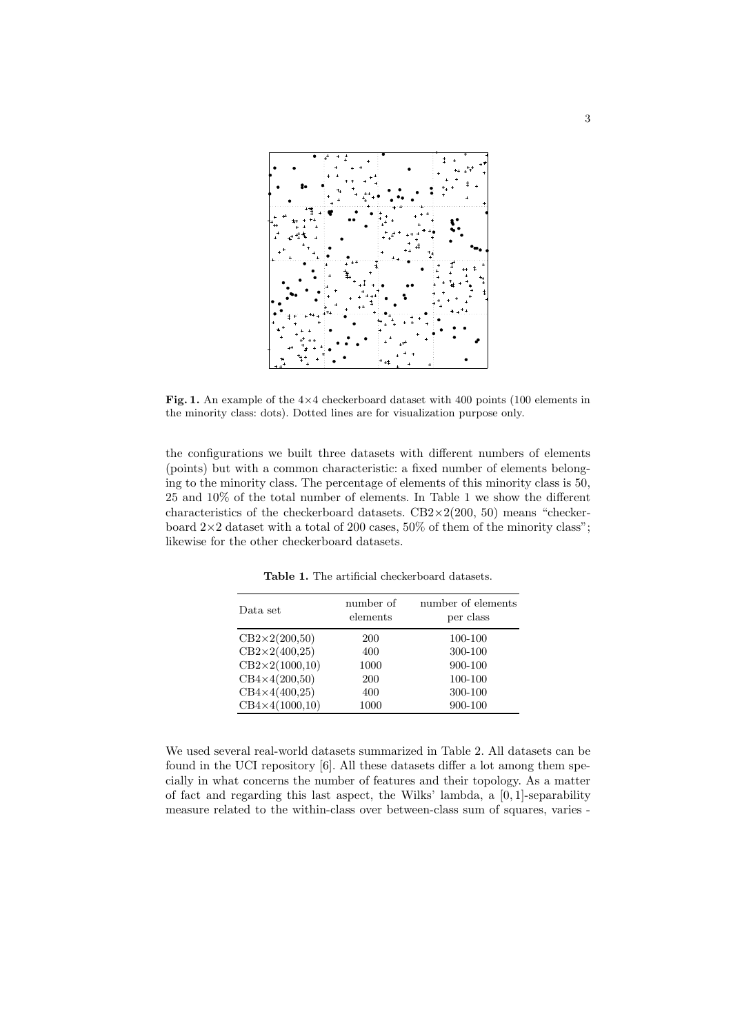**Fig. 1.** An example of the 4×4 checkerboard dataset with 400 points (100 elements in the minority class: dots). Dotted lines are for visualization purpose only.

the configurations we built three datasets with different numbers of elements (points) but with a common characteristic: a fixed number of elements belonging to the minority class. The percentage of elements of this minority class is 50, 25 and 10% of the total number of elements. In Table 1 we show the different characteristics of the checkerboard datasets. CB2×2(200, 50) means "checkerboard 2×2 dataset with a total of 200 cases, 50% of them of the minority class"; likewise for the other checkerboard datasets.

**Table 1.** The artificial checkerboard datasets.

| Data set | number of elements | number of elements per class |
|---|---|---|
| CB2×2(200,50) | 200 | 100-100 |
| CB2×2(400,25) | 400 | 300-100 |
| CB2×2(1000,10) | 1000 | 900-100 |
| CB4×4(200,50) | 200 | 100-100 |
| CB4×4(400,25) | 400 | 300-100 |
| CB4×4(1000,10) | 1000 | 900-100 |

We used several real-world datasets summarized in Table 2. All datasets can be found in the UCI repository [6]. All these datasets differ a lot among them specially in what concerns the number of features and their topology. As a matter of fact and regarding this last aspect, the Wilks' lambda, a $[0, 1]$-separability measure related to the within-class over between-class sum of squares, varies -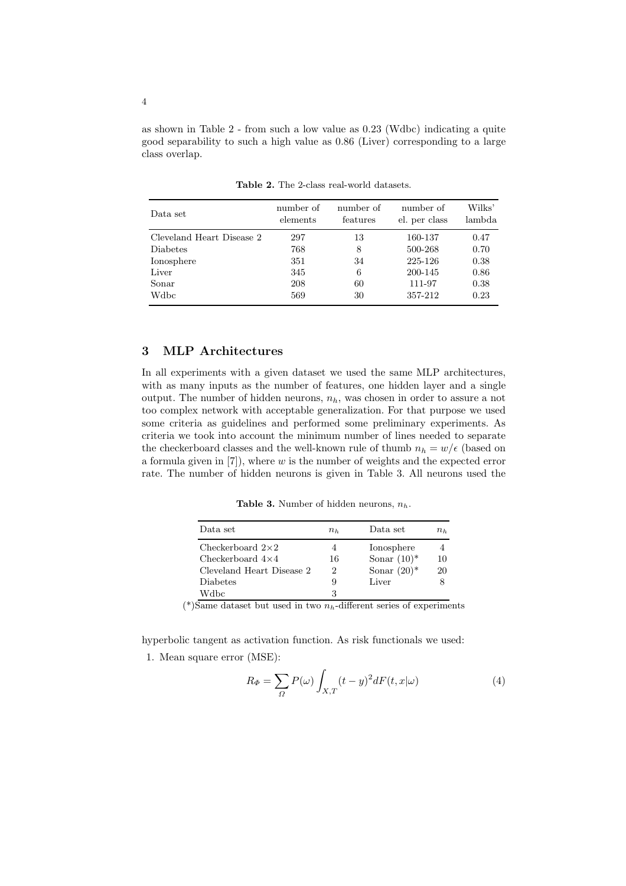as shown in Table 2 - from such a low value as 0.23 (Wdbc) indicating a quite good separability to such a high value as 0.86 (Liver) corresponding to a large class overlap.

**Table 2.** The 2-class real-world datasets.

| Data set | number of elements | number of features | number of el. per class | Wilks' lambda |
|---|---|---|---|---|
| Cleveland Heart Disease 2 | 297 | 13 | 160-137 | 0.47 |
| Diabetes | 768 | 8 | 500-268 | 0.70 |
| Ionosphere | 351 | 34 | 225-126 | 0.38 |
| Liver | 345 | 6 | 200-145 | 0.86 |
| Sonar | 208 | 60 | 111-97 | 0.38 |
| Wdbc | 569 | 30 | 357-212 | 0.23 |

## 3 MLP Architectures

In all experiments with a given dataset we used the same MLP architectures, with as many inputs as the number of features, one hidden layer and a single output. The number of hidden neurons, $n_h$, was chosen in order to assure a not too complex network with acceptable generalization. For that purpose we used some criteria as guidelines and performed some preliminary experiments. As criteria we took into account the minimum number of lines needed to separate the checkerboard classes and the well-known rule of thumb $n_h = w/\epsilon$ (based on a formula given in [7]), where $w$ is the number of weights and the expected error rate. The number of hidden neurons is given in Table 3. All neurons used the hyperbolic tangent as activation function. As risk functionals we used:

**Table 3.** Number of hidden neurons, $n_h$.

| Data set | $n_h$ | Data set | $n_h$ |
|---|---|---|---|
| Checkerboard 2×2 | 4 | Ionosphere | 4 |
| Checkerboard 4×4 | 16 | Sonar (10)* | 10 |
| Cleveland Heart Disease 2 | 2 | Sonar (20)* | 20 |
| Diabetes | 9 | Liver | 8 |
| Wdbc | 3 | | |

(*)Same dataset but used in two $n_h$-different series of experiments

1. Mean square error (MSE):

$$R_\Phi = \sum_{\Omega} P(\omega) \int_{X,T} (t-y)^2 dF(t, x|\omega) \tag{4}$$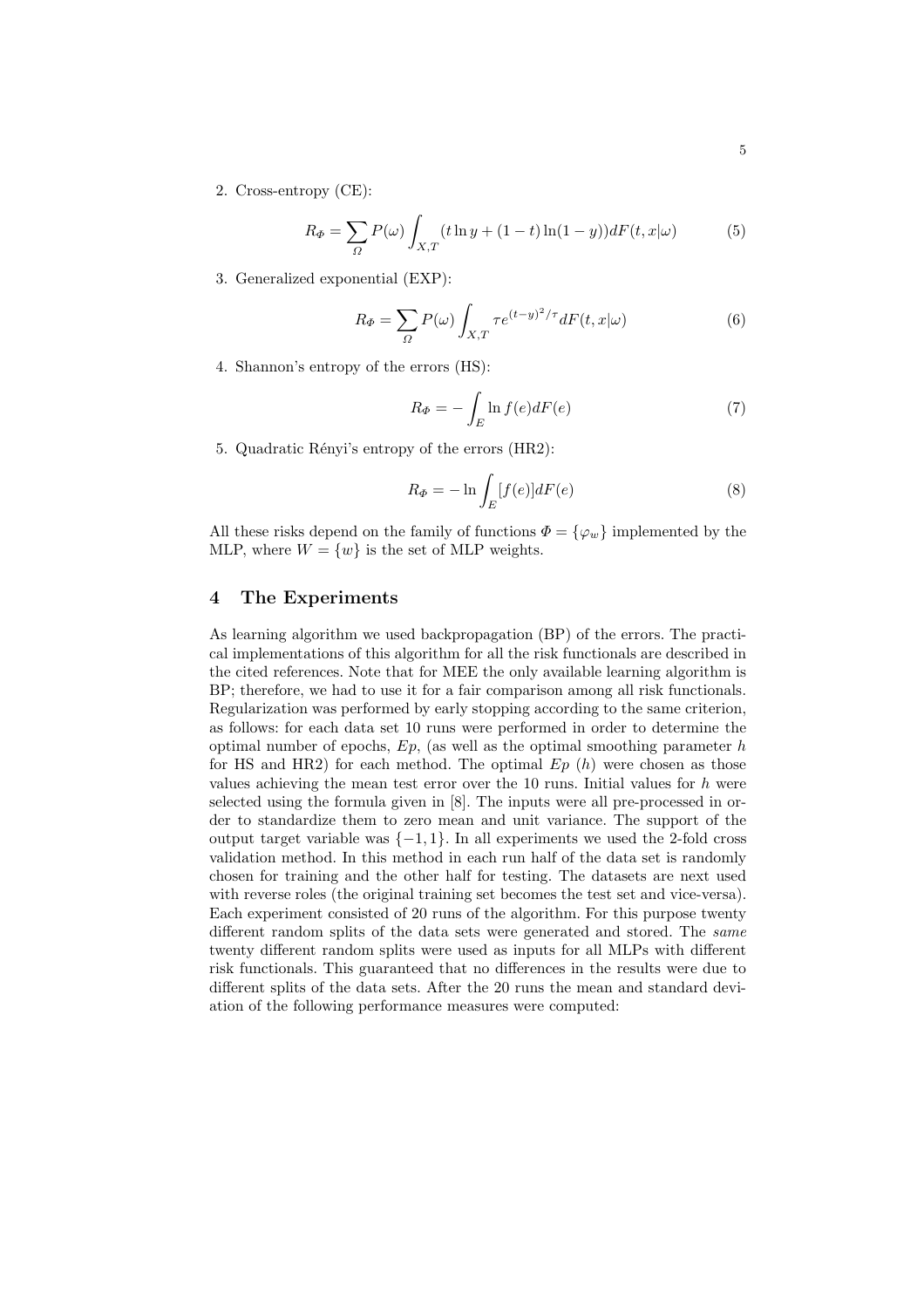2. Cross-entropy (CE):

$$R_{\Phi} = \sum_{\Omega} P(\omega) \int_{X,T} (t \ln y + (1-t)\ln(1-y)) dF(t,x|\omega) \tag{5}$$

3. Generalized exponential (EXP):

$$R_{\Phi} = \sum_{\Omega} P(\omega) \int_{X,T} \tau e^{(t-y)^2/\tau} dF(t,x|\omega) \tag{6}$$

4. Shannon's entropy of the errors (HS):

$$R_{\Phi} = -\int_{E} \ln f(e) dF(e) \tag{7}$$

5. Quadratic Rényi's entropy of the errors (HR2):

$$R_{\Phi} = -\ln \int_{E} [f(e)] dF(e) \tag{8}$$

All these risks depend on the family of functions $\Phi = \{\varphi_w\}$ implemented by the MLP, where $W = \{w\}$ is the set of MLP weights.

## 4 The Experiments

As learning algorithm we used backpropagation (BP) of the errors. The practical implementations of this algorithm for all the risk functionals are described in the cited references. Note that for MEE the only available learning algorithm is BP; therefore, we had to use it for a fair comparison among all risk functionals. Regularization was performed by early stopping according to the same criterion, as follows: for each data set 10 runs were performed in order to determine the optimal number of epochs, $Ep$, (as well as the optimal smoothing parameter $h$ for HS and HR2) for each method. The optimal $Ep$ ($h$) were chosen as those values achieving the mean test error over the 10 runs. Initial values for $h$ were selected using the formula given in [8]. The inputs were all pre-processed in order to standardize them to zero mean and unit variance. The support of the output target variable was $\{-1, 1\}$. In all experiments we used the 2-fold cross validation method. In this method in each run half of the data set is randomly chosen for training and the other half for testing. The datasets are next used with reverse roles (the original training set becomes the test set and vice-versa). Each experiment consisted of 20 runs of the algorithm. For this purpose twenty different random splits of the data sets were generated and stored. The *same* twenty different random splits were used as inputs for all MLPs with different risk functionals. This guaranteed that no differences in the results were due to different splits of the data sets. After the 20 runs the mean and standard deviation of the following performance measures were computed: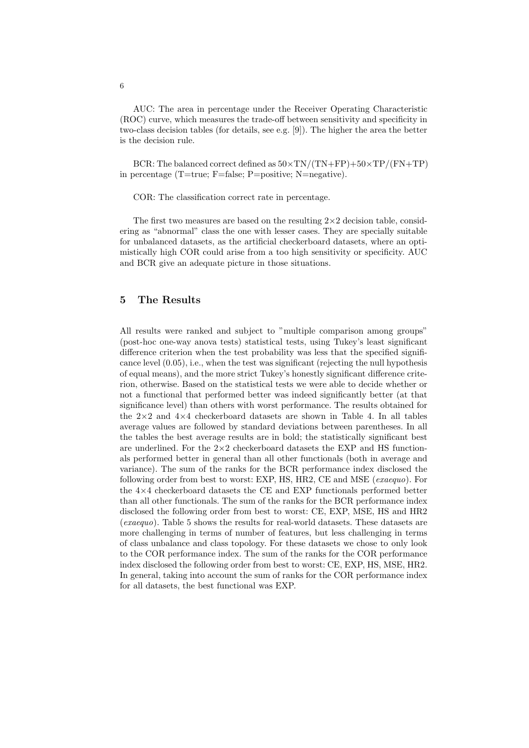AUC: The area in percentage under the Receiver Operating Characteristic (ROC) curve, which measures the trade-off between sensitivity and specificity in two-class decision tables (for details, see e.g. [9]). The higher the area the better is the decision rule.

BCR: The balanced correct defined as $50\times\mathrm{TN}/(\mathrm{TN}+\mathrm{FP})+50\times\mathrm{TP}/(\mathrm{FN}+\mathrm{TP})$ in percentage (T=true; F=false; P=positive; N=negative).

COR: The classification correct rate in percentage.

The first two measures are based on the resulting $2\times2$ decision table, considering as "abnormal" class the one with lesser cases. They are specially suitable for unbalanced datasets, as the artificial checkerboard datasets, where an optimistically high COR could arise from a too high sensitivity or specificity. AUC and BCR give an adequate picture in those situations.

## 5 The Results

All results were ranked and subject to "multiple comparison among groups" (post-hoc one-way anova tests) statistical tests, using Tukey's least significant difference criterion when the test probability was less that the specified significance level (0.05), i.e., when the test was significant (rejecting the null hypothesis of equal means), and the more strict Tukey's honestly significant difference criterion, otherwise. Based on the statistical tests we were able to decide whether or not a functional that performed better was indeed significantly better (at that significance level) than others with worst performance. The results obtained for the $2\times2$ and $4\times4$ checkerboard datasets are shown in Table 4. In all tables average values are followed by standard deviations between parentheses. In all the tables the best average results are in bold; the statistically significant best are underlined. For the $2\times2$ checkerboard datasets the EXP and HS functionals performed better in general than all other functionals (both in average and variance). The sum of the ranks for the BCR performance index disclosed the following order from best to worst: EXP, HS, HR2, CE and MSE (*exaequo*). For the $4\times4$ checkerboard datasets the CE and EXP functionals performed better than all other functionals. The sum of the ranks for the BCR performance index disclosed the following order from best to worst: CE, EXP, MSE, HS and HR2 (*exaequo*). Table 5 shows the results for real-world datasets. These datasets are more challenging in terms of number of features, but less challenging in terms of class unbalance and class topology. For these datasets we chose to only look to the COR performance index. The sum of the ranks for the COR performance index disclosed the following order from best to worst: CE, EXP, HS, MSE, HR2. In general, taking into account the sum of ranks for the COR performance index for all datasets, the best functional was EXP.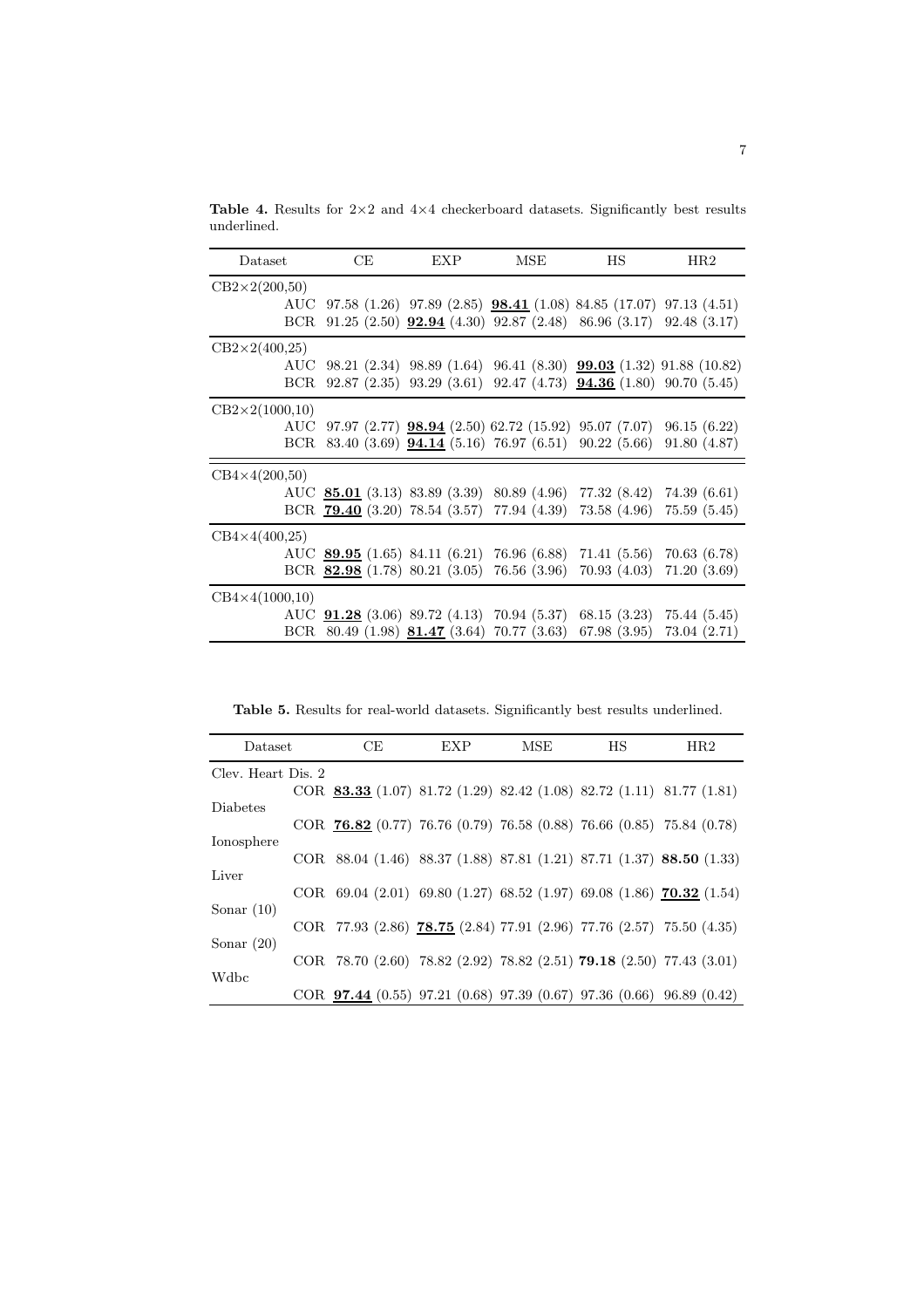**Table 4.** Results for 2×2 and 4×4 checkerboard datasets. Significantly best results underlined.

| Dataset | | CE | EXP | MSE | HS | HR2 |
|---|---|---|---|---|---|---|
| CB2×2(200,50) | | | | | | |
| | AUC | 97.58 (1.26) | 97.89 (2.85) | <u>**98.41**</u> (1.08) | 84.85 (17.07) | 97.13 (4.51) |
| | BCR | 91.25 (2.50) | <u>**92.94**</u> (4.30) | 92.87 (2.48) | 86.96 (3.17) | 92.48 (3.17) |
| CB2×2(400,25) | | | | | | |
| | AUC | 98.21 (2.34) | 98.89 (1.64) | 96.41 (8.30) | <u>**99.03**</u> (1.32) | 91.88 (10.82) |
| | BCR | 92.87 (2.35) | 93.29 (3.61) | 92.47 (4.73) | <u>**94.36**</u> (1.80) | 90.70 (5.45) |
| CB2×2(1000,10) | | | | | | |
| | AUC | 97.97 (2.77) | <u>**98.94**</u> (2.50) | 62.72 (15.92) | 95.07 (7.07) | 96.15 (6.22) |
| | BCR | 83.40 (3.69) | <u>**94.14**</u> (5.16) | 76.97 (6.51) | 90.22 (5.66) | 91.80 (4.87) |
| CB4×4(200,50) | | | | | | |
| | AUC | <u>**85.01**</u> (3.13) | 83.89 (3.39) | 80.89 (4.96) | 77.32 (8.42) | 74.39 (6.61) |
| | BCR | <u>**79.40**</u> (3.20) | 78.54 (3.57) | 77.94 (4.39) | 73.58 (4.96) | 75.59 (5.45) |
| CB4×4(400,25) | | | | | | |
| | AUC | <u>**89.95**</u> (1.65) | 84.11 (6.21) | 76.96 (6.88) | 71.41 (5.56) | 70.63 (6.78) |
| | BCR | <u>**82.98**</u> (1.78) | 80.21 (3.05) | 76.56 (3.96) | 70.93 (4.03) | 71.20 (3.69) |
| CB4×4(1000,10) | | | | | | |
| | AUC | <u>**91.28**</u> (3.06) | 89.72 (4.13) | 70.94 (5.37) | 68.15 (3.23) | 75.44 (5.45) |
| | BCR | 80.49 (1.98) | <u>**81.47**</u> (3.64) | 70.77 (3.63) | 67.98 (3.95) | 73.04 (2.71) |

**Table 5.** Results for real-world datasets. Significantly best results underlined.

| Dataset | | CE | EXP | MSE | HS | HR2 |
|---|---|---|---|---|---|---|
| Clev. Heart Dis. 2 | | | | | | |
| | COR | <u>**83.33**</u> (1.07) | 81.72 (1.29) | 82.42 (1.08) | 82.72 (1.11) | 81.77 (1.81) |
| Diabetes | | | | | | |
| | COR | <u>**76.82**</u> (0.77) | 76.76 (0.79) | 76.58 (0.88) | 76.66 (0.85) | 75.84 (0.78) |
| Ionosphere | | | | | | |
| | COR | 88.04 (1.46) | 88.37 (1.88) | 87.81 (1.21) | 87.71 (1.37) | **88.50** (1.33) |
| Liver | | | | | | |
| | COR | 69.04 (2.01) | 69.80 (1.27) | 68.52 (1.97) | 69.08 (1.86) | <u>**70.32**</u> (1.54) |
| Sonar (10) | | | | | | |
| | COR | 77.93 (2.86) | <u>**78.75**</u> (2.84) | 77.91 (2.96) | 77.76 (2.57) | 75.50 (4.35) |
| Sonar (20) | | | | | | |
| | COR | 78.70 (2.60) | 78.82 (2.92) | 78.82 (2.51) | **79.18** (2.50) | 77.43 (3.01) |
| Wdbc | | | | | | |
| | COR | <u>**97.44**</u> (0.55) | 97.21 (0.68) | 97.39 (0.67) | 97.36 (0.66) | 96.89 (0.42) |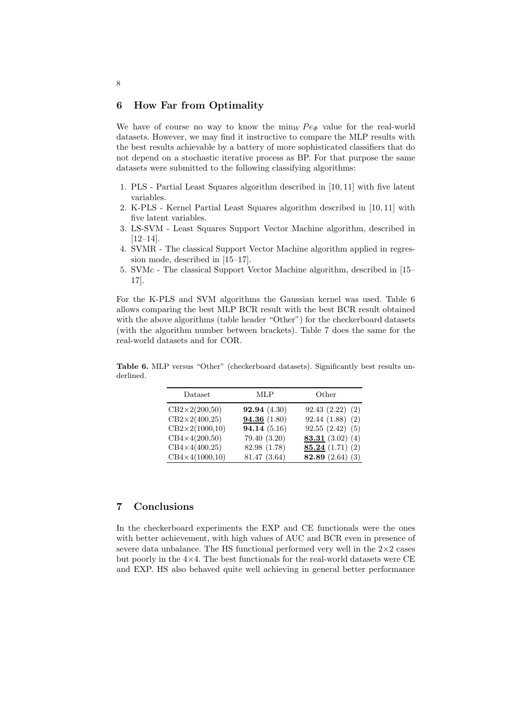## 6 How Far from Optimality

We have of course no way to know the $\min_W Pe_\Phi$ value for the real-world datasets. However, we may find it instructive to compare the MLP results with the best results achievable by a battery of more sophisticated classifiers that do not depend on a stochastic iterative process as BP. For that purpose the same datasets were submitted to the following classifying algorithms:

1. PLS - Partial Least Squares algorithm described in [10, 11] with five latent variables.
2. K-PLS - Kernel Partial Least Squares algorithm described in [10, 11] with five latent variables.
3. LS-SVM - Least Squares Support Vector Machine algorithm, described in [12–14].
4. SVMR - The classical Support Vector Machine algorithm applied in regression mode, described in [15–17].
5. SVMc - The classical Support Vector Machine algorithm, described in [15–17].

For the K-PLS and SVM algorithms the Gaussian kernel was used. Table 6 allows comparing the best MLP BCR result with the best BCR result obtained with the above algorithms (table header "Other") for the checkerboard datasets (with the algorithm number between brackets). Table 7 does the same for the real-world datasets and for COR.

**Table 6.** MLP versus "Other" (checkerboard datasets). Significantly best results underlined.

| Dataset | MLP | Other |
|---|---|---|
| CB2×2(200,50) | **92.94** (4.30) | 92.43 (2.22) (2) |
| CB2×2(400,25) | <u>**94.36**</u> (1.80) | 92.44 (1.88) (2) |
| CB2×2(1000,10) | **94.14** (5.16) | 92.55 (2.42) (5) |
| CB4×4(200,50) | 79.40 (3.20) | <u>**83.31**</u> (3.02) (4) |
| CB4×4(400,25) | 82.98 (1.78) | <u>**85.24**</u> (1.71) (2) |
| CB4×4(1000,10) | 81.47 (3.64) | **82.89** (2.64) (3) |

## 7 Conclusions

In the checkerboard experiments the EXP and CE functionals were the ones with better achievement, with high values of AUC and BCR even in presence of severe data unbalance. The HS functional performed very well in the 2×2 cases but poorly in the 4×4. The best functionals for the real-world datasets were CE and EXP. HS also behaved quite well achieving in general better performance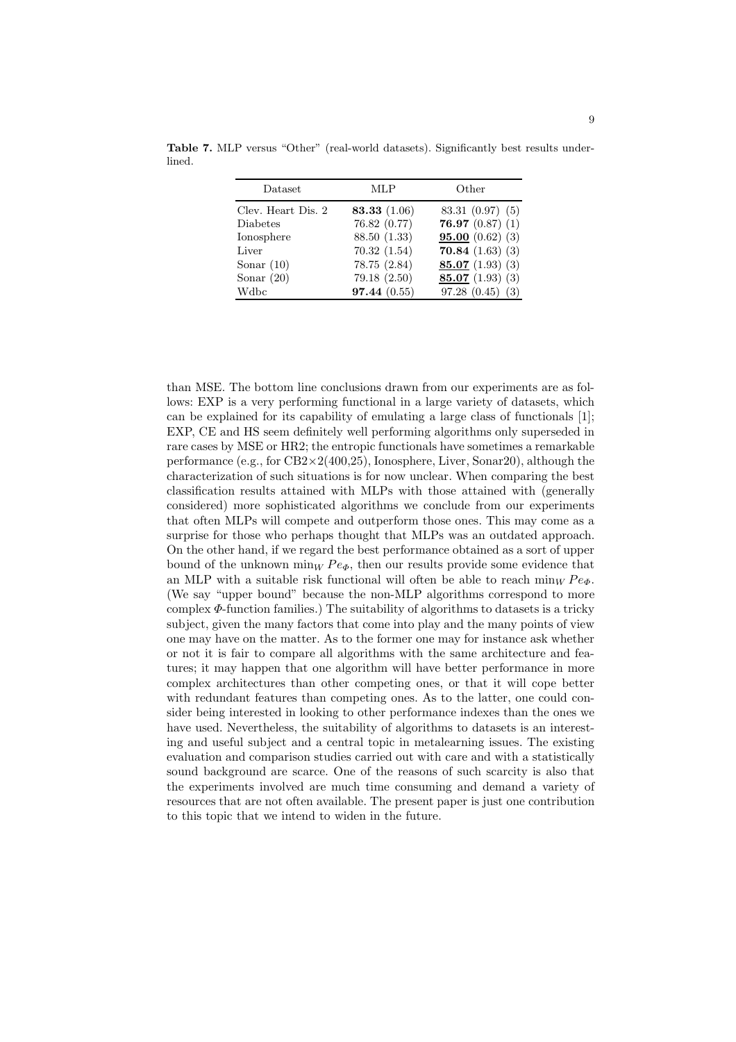**Table 7.** MLP versus "Other" (real-world datasets). Significantly best results underlined.

| Dataset | MLP | Other |
| --- | --- | --- |
| Clev. Heart Dis. 2 | **83.33** (1.06) | 83.31 (0.97) (5) |
| Diabetes | 76.82 (0.77) | **76.97** (0.87) (1) |
| Ionosphere | 88.50 (1.33) | <u>**95.00**</u> (0.62) (3) |
| Liver | 70.32 (1.54) | **70.84** (1.63) (3) |
| Sonar (10) | 78.75 (2.84) | <u>**85.07**</u> (1.93) (3) |
| Sonar (20) | 79.18 (2.50) | <u>**85.07**</u> (1.93) (3) |
| Wdbc | **97.44** (0.55) | 97.28 (0.45) (3) |

than MSE. The bottom line conclusions drawn from our experiments are as follows: EXP is a very performing functional in a large variety of datasets, which can be explained for its capability of emulating a large class of functionals [1]; EXP, CE and HS seem definitely well performing algorithms only superseded in rare cases by MSE or HR2; the entropic functionals have sometimes a remarkable performance (e.g., for CB2×2(400,25), Ionosphere, Liver, Sonar20), although the characterization of such situations is for now unclear. When comparing the best classification results attained with MLPs with those attained with (generally considered) more sophisticated algorithms we conclude from our experiments that often MLPs will compete and outperform those ones. This may come as a surprise for those who perhaps thought that MLPs was an outdated approach. On the other hand, if we regard the best performance obtained as a sort of upper bound of the unknown $\min_W Pe_\Phi$, then our results provide some evidence that an MLP with a suitable risk functional will often be able to reach $\min_W Pe_\Phi$. (We say "upper bound" because the non-MLP algorithms correspond to more complex $\Phi$-function families.) The suitability of algorithms to datasets is a tricky subject, given the many factors that come into play and the many points of view one may have on the matter. As to the former one may for instance ask whether or not it is fair to compare all algorithms with the same architecture and features; it may happen that one algorithm will have better performance in more complex architectures than other competing ones, or that it will cope better with redundant features than competing ones. As to the latter, one could consider being interested in looking to other performance indexes than the ones we have used. Nevertheless, the suitability of algorithms to datasets is an interesting and useful subject and a central topic in metalearning issues. The existing evaluation and comparison studies carried out with care and with a statistically sound background are scarce. One of the reasons of such scarcity is also that the experiments involved are much time consuming and demand a variety of resources that are not often available. The present paper is just one contribution to this topic that we intend to widen in the future.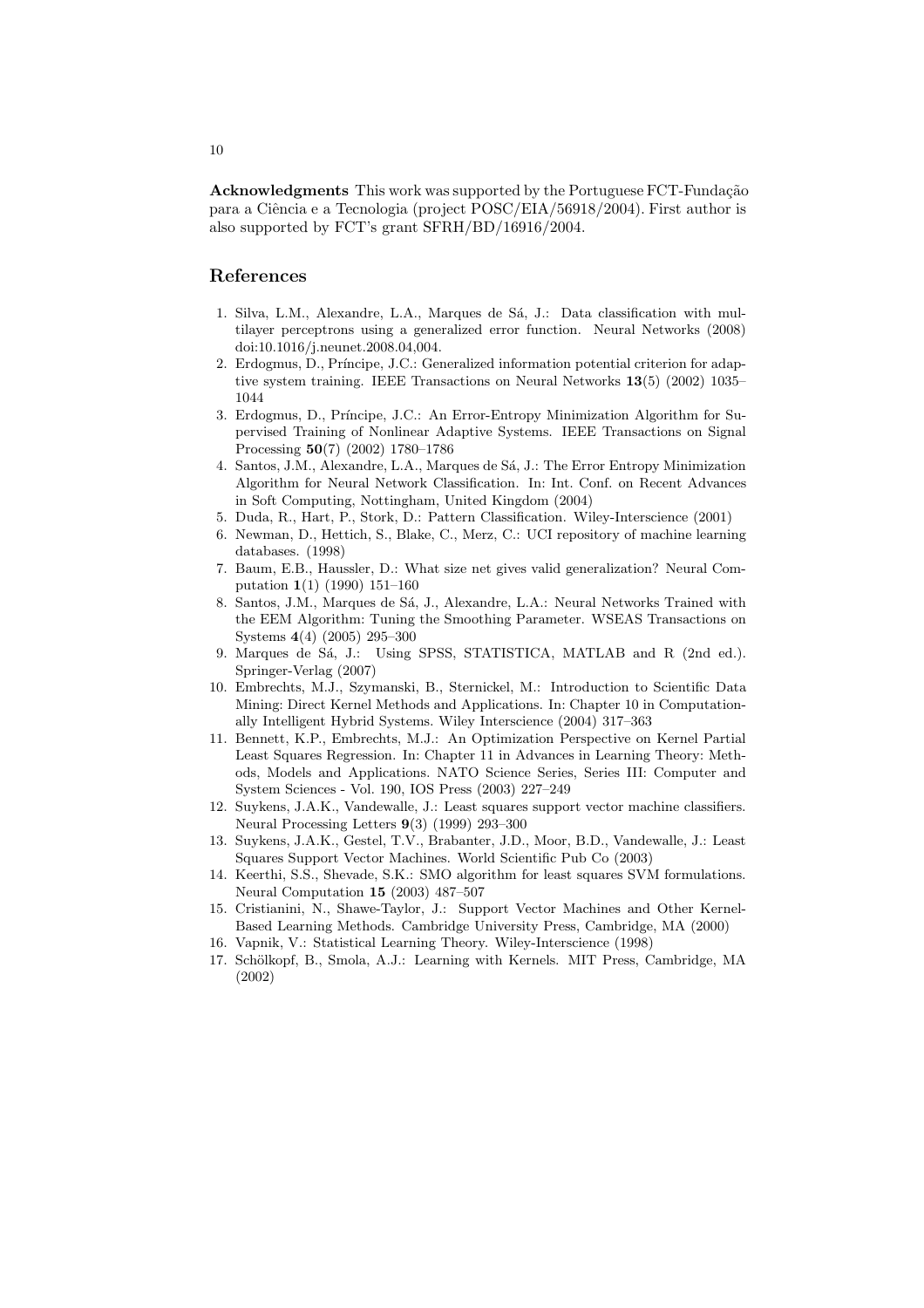**Acknowledgments** This work was supported by the Portuguese FCT-Fundação para a Ciência e a Tecnologia (project POSC/EIA/56918/2004). First author is also supported by FCT's grant SFRH/BD/16916/2004.

## References

1. Silva, L.M., Alexandre, L.A., Marques de Sá, J.: Data classification with multilayer perceptrons using a generalized error function. Neural Networks (2008) doi:10.1016/j.neunet.2008.04,004.
2. Erdogmus, D., Príncipe, J.C.: Generalized information potential criterion for adaptive system training. IEEE Transactions on Neural Networks **13**(5) (2002) 1035–1044
3. Erdogmus, D., Príncipe, J.C.: An Error-Entropy Minimization Algorithm for Supervised Training of Nonlinear Adaptive Systems. IEEE Transactions on Signal Processing **50**(7) (2002) 1780–1786
4. Santos, J.M., Alexandre, L.A., Marques de Sá, J.: The Error Entropy Minimization Algorithm for Neural Network Classification. In: Int. Conf. on Recent Advances in Soft Computing, Nottingham, United Kingdom (2004)
5. Duda, R., Hart, P., Stork, D.: Pattern Classification. Wiley-Interscience (2001)
6. Newman, D., Hettich, S., Blake, C., Merz, C.: UCI repository of machine learning databases. (1998)
7. Baum, E.B., Haussler, D.: What size net gives valid generalization? Neural Computation **1**(1) (1990) 151–160
8. Santos, J.M., Marques de Sá, J., Alexandre, L.A.: Neural Networks Trained with the EEM Algorithm: Tuning the Smoothing Parameter. WSEAS Transactions on Systems **4**(4) (2005) 295–300
9. Marques de Sá, J.: Using SPSS, STATISTICA, MATLAB and R (2nd ed.). Springer-Verlag (2007)
10. Embrechts, M.J., Szymanski, B., Sternickel, M.: Introduction to Scientific Data Mining: Direct Kernel Methods and Applications. In: Chapter 10 in Computationally Intelligent Hybrid Systems. Wiley Interscience (2004) 317–363
11. Bennett, K.P., Embrechts, M.J.: An Optimization Perspective on Kernel Partial Least Squares Regression. In: Chapter 11 in Advances in Learning Theory: Methods, Models and Applications. NATO Science Series, Series III: Computer and System Sciences - Vol. 190, IOS Press (2003) 227–249
12. Suykens, J.A.K., Vandewalle, J.: Least squares support vector machine classifiers. Neural Processing Letters **9**(3) (1999) 293–300
13. Suykens, J.A.K., Gestel, T.V., Brabanter, J.D., Moor, B.D., Vandewalle, J.: Least Squares Support Vector Machines. World Scientific Pub Co (2003)
14. Keerthi, S.S., Shevade, S.K.: SMO algorithm for least squares SVM formulations. Neural Computation **15** (2003) 487–507
15. Cristianini, N., Shawe-Taylor, J.: Support Vector Machines and Other Kernel-Based Learning Methods. Cambridge University Press, Cambridge, MA (2000)
16. Vapnik, V.: Statistical Learning Theory. Wiley-Interscience (1998)
17. Schölkopf, B., Smola, A.J.: Learning with Kernels. MIT Press, Cambridge, MA (2002)